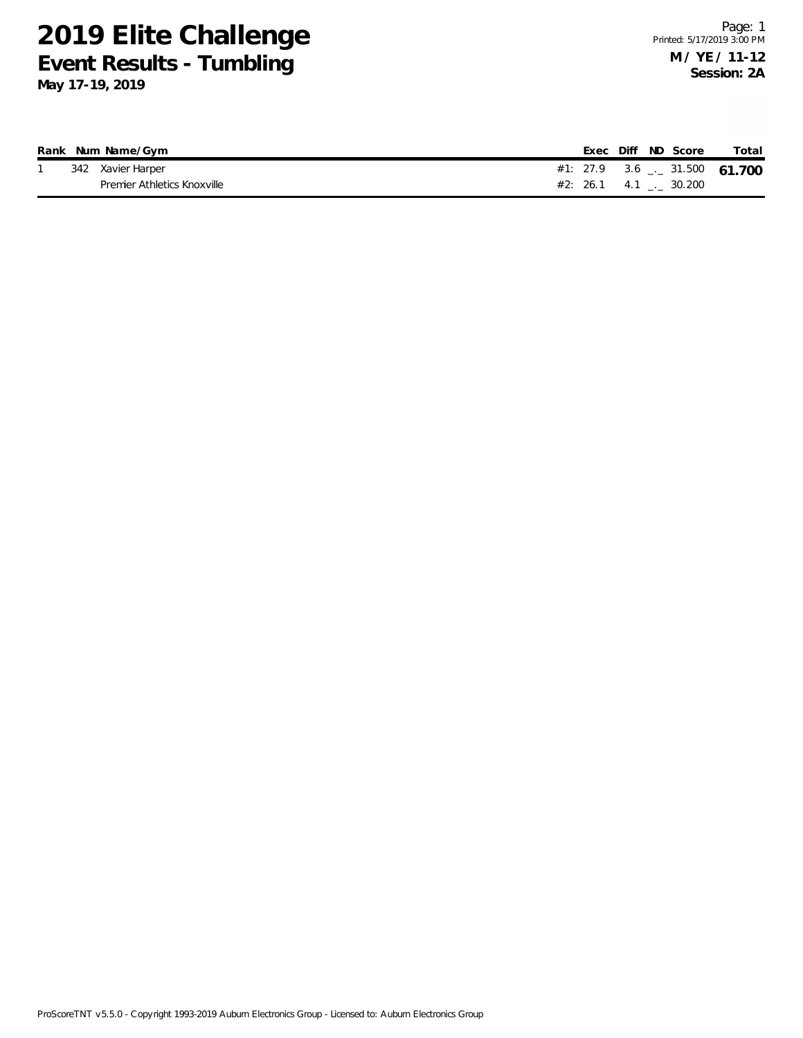# 2019 Elite Challenge

## Event Results - Tumbling

**May 17-19, 2019**

Page: 1
Printed: 5/17/2019 3:00 PM

**M / YE / 11-12**
**Session: 2A**

| Rank | Num | Name/Gym | | Exec | Diff | ND | Score | Total |
|---|---|---|---|---|---|---|---|---|
| 1 | 342 | Xavier Harper | #1: | 27.9 | 3.6 | _._ | 31.500 | **61.700** |
| | | Premier Athletics Knoxville | #2: | 26.1 | 4.1 | _._ | 30.200 | |

ProScoreTNT v5.5.0 - Copyright 1993-2019 Auburn Electronics Group - Licensed to: Auburn Electronics Group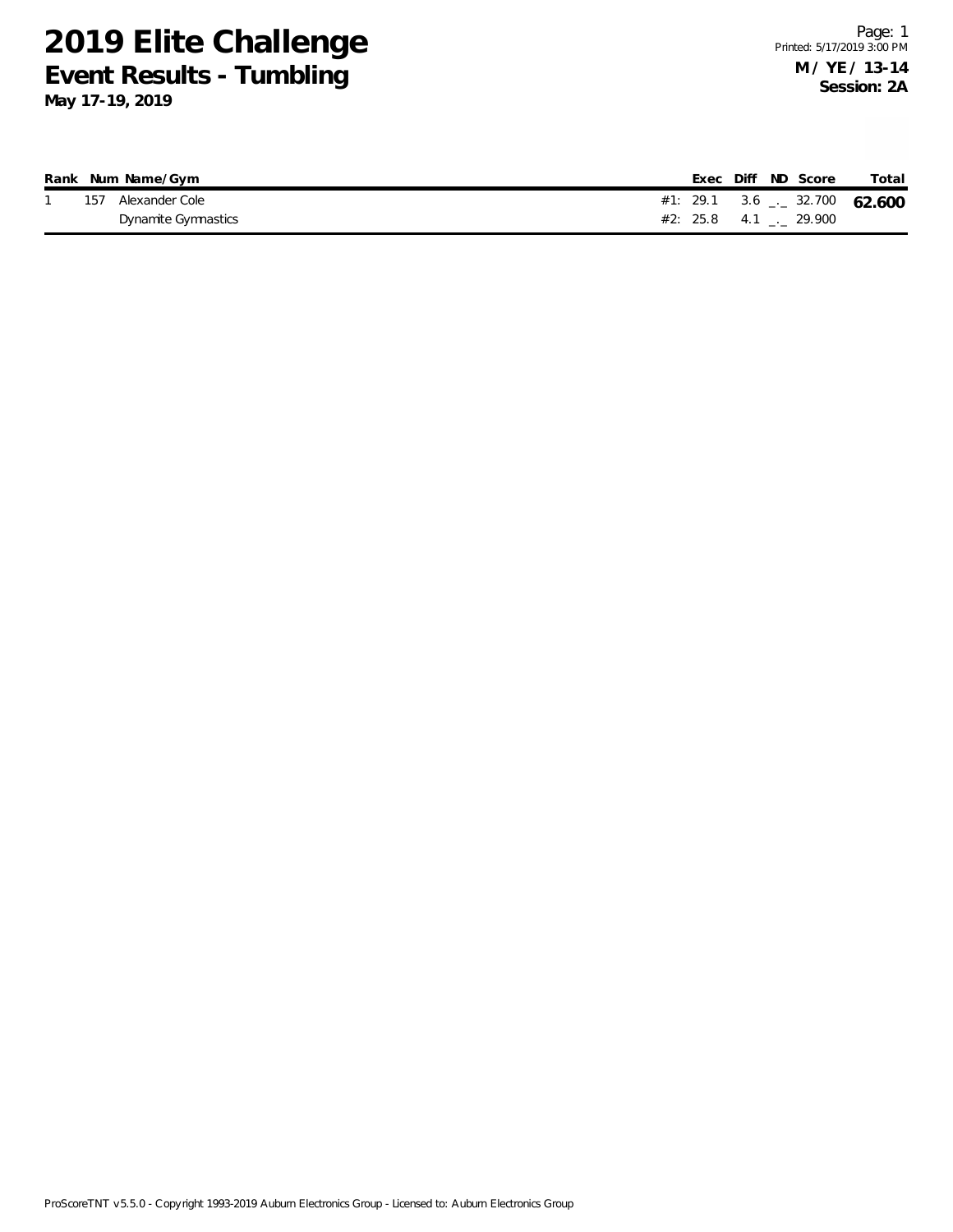# 2019 Elite Challenge

## Event Results - Tumbling

**May 17-19, 2019**

**M / YE / 13-14**
**Session: 2A**

| Rank | Num | Name/Gym | | Exec | Diff | ND | Score | Total |
|---|---|---|---|---|---|---|---|---|
| 1 | 157 | Alexander Cole | #1: | 29.1 | 3.6 | _._ | 32.700 | **62.600** |
| | | Dynamite Gymnastics | #2: | 25.8 | 4.1 | _._ | 29.900 | |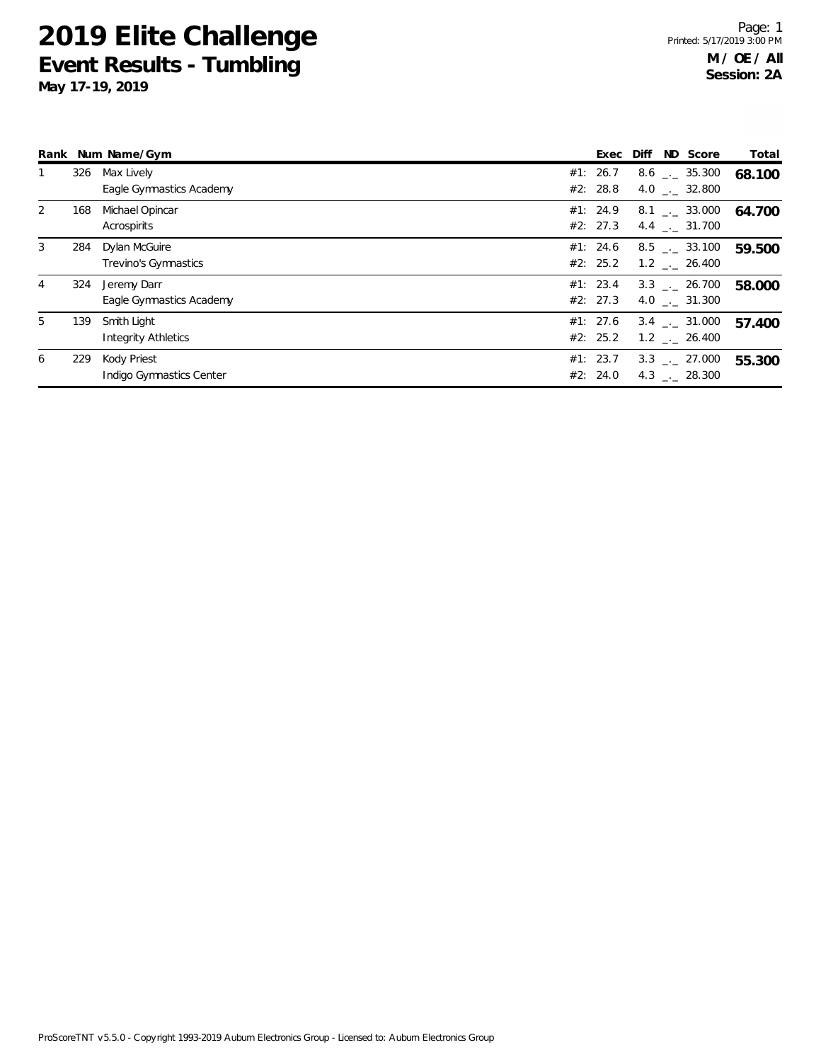# 2019 Elite Challenge

## Event Results - Tumbling

**May 17-19, 2019**

Page: 1
Printed: 5/17/2019 3:00 PM

**M / OE / All**
**Session: 2A**

| Rank | Num | Name/Gym | Exec | Diff | ND | Score | Total |
|---|---|---|---|---|---|---|---|
| 1 | 326 | Max Lively | #1: 26.7 | 8.6 | _._ | 35.300 | **68.100** |
| | | Eagle Gymnastics Academy | #2: 28.8 | 4.0 | _._ | 32.800 | |
| 2 | 168 | Michael Opincar | #1: 24.9 | 8.1 | _._ | 33.000 | **64.700** |
| | | Acrospirits | #2: 27.3 | 4.4 | _._ | 31.700 | |
| 3 | 284 | Dylan McGuire | #1: 24.6 | 8.5 | _._ | 33.100 | **59.500** |
| | | Trevino's Gymnastics | #2: 25.2 | 1.2 | _._ | 26.400 | |
| 4 | 324 | Jeremy Darr | #1: 23.4 | 3.3 | _._ | 26.700 | **58.000** |
| | | Eagle Gymnastics Academy | #2: 27.3 | 4.0 | _._ | 31.300 | |
| 5 | 139 | Smith Light | #1: 27.6 | 3.4 | _._ | 31.000 | **57.400** |
| | | Integrity Athletics | #2: 25.2 | 1.2 | _._ | 26.400 | |
| 6 | 229 | Kody Priest | #1: 23.7 | 3.3 | _._ | 27.000 | **55.300** |
| | | Indigo Gymnastics Center | #2: 24.0 | 4.3 | _._ | 28.300 | |

ProScoreTNT v5.5.0 - Copyright 1993-2019 Auburn Electronics Group - Licensed to: Auburn Electronics Group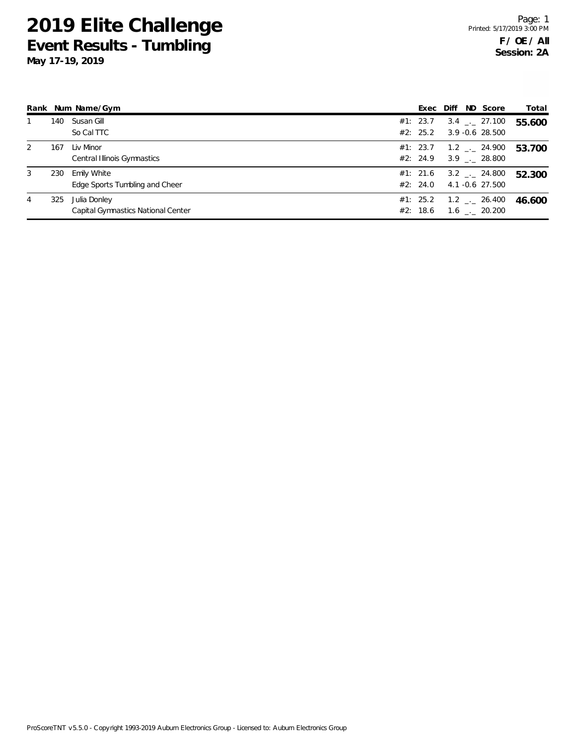# 2019 Elite Challenge

## Event Results - Tumbling

**May 17-19, 2019**

**F / OE / All**
**Session: 2A**

| Rank | Num | Name/Gym | | Exec | Diff | ND | Score | Total |
|---|---|---|---|---|---|---|---|---|
| 1 | 140 | Susan Gill | #1: | 23.7 | 3.4 | _._ | 27.100 | **55.600** |
| | | So Cal TTC | #2: | 25.2 | 3.9 | -0.6 | 28.500 | |
| 2 | 167 | Liv Minor | #1: | 23.7 | 1.2 | _._ | 24.900 | **53.700** |
| | | Central Illinois Gymnastics | #2: | 24.9 | 3.9 | _._ | 28.800 | |
| 3 | 230 | Emily White | #1: | 21.6 | 3.2 | _._ | 24.800 | **52.300** |
| | | Edge Sports Tumbling and Cheer | #2: | 24.0 | 4.1 | -0.6 | 27.500 | |
| 4 | 325 | Julia Donley | #1: | 25.2 | 1.2 | _._ | 26.400 | **46.600** |
| | | Capital Gymnastics National Center | #2: | 18.6 | 1.6 | _._ | 20.200 | |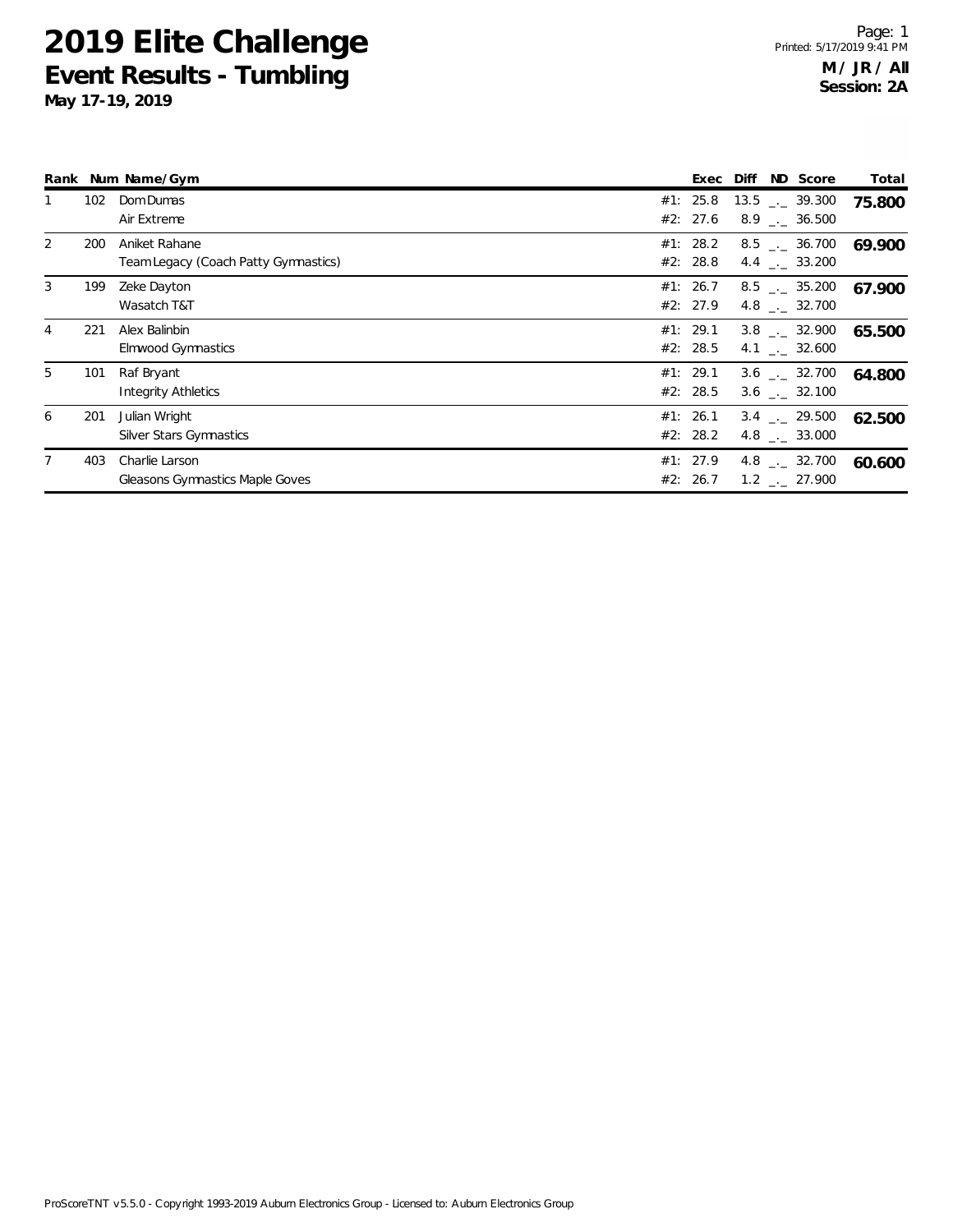# 2019 Elite Challenge

## Event Results - Tumbling

**May 17-19, 2019**

Printed: 5/17/2019 9:41 PM

**M / JR / All**
**Session: 2A**

| Rank | Num | Name/Gym | | Exec | Diff | ND | Score | Total |
|---|---|---|---|---|---|---|---|---|
| 1 | 102 | Dom Dumas | #1: | 25.8 | 13.5 | _._ | 39.300 | **75.800** |
| | | Air Extreme | #2: | 27.6 | 8.9 | _._ | 36.500 | |
| 2 | 200 | Aniket Rahane | #1: | 28.2 | 8.5 | _._ | 36.700 | **69.900** |
| | | Team Legacy (Coach Patty Gymnastics) | #2: | 28.8 | 4.4 | _._ | 33.200 | |
| 3 | 199 | Zeke Dayton | #1: | 26.7 | 8.5 | _._ | 35.200 | **67.900** |
| | | Wasatch T&T | #2: | 27.9 | 4.8 | _._ | 32.700 | |
| 4 | 221 | Alex Balinbin | #1: | 29.1 | 3.8 | _._ | 32.900 | **65.500** |
| | | Elmwood Gymnastics | #2: | 28.5 | 4.1 | _._ | 32.600 | |
| 5 | 101 | Raf Bryant | #1: | 29.1 | 3.6 | _._ | 32.700 | **64.800** |
| | | Integrity Athletics | #2: | 28.5 | 3.6 | _._ | 32.100 | |
| 6 | 201 | Julian Wright | #1: | 26.1 | 3.4 | _._ | 29.500 | **62.500** |
| | | Silver Stars Gymnastics | #2: | 28.2 | 4.8 | _._ | 33.000 | |
| 7 | 403 | Charlie Larson | #1: | 27.9 | 4.8 | _._ | 32.700 | **60.600** |
| | | Gleasons Gymnastics Maple Goves | #2: | 26.7 | 1.2 | _._ | 27.900 | |

ProScoreTNT v5.5.0 - Copyright 1993-2019 Auburn Electronics Group - Licensed to: Auburn Electronics Group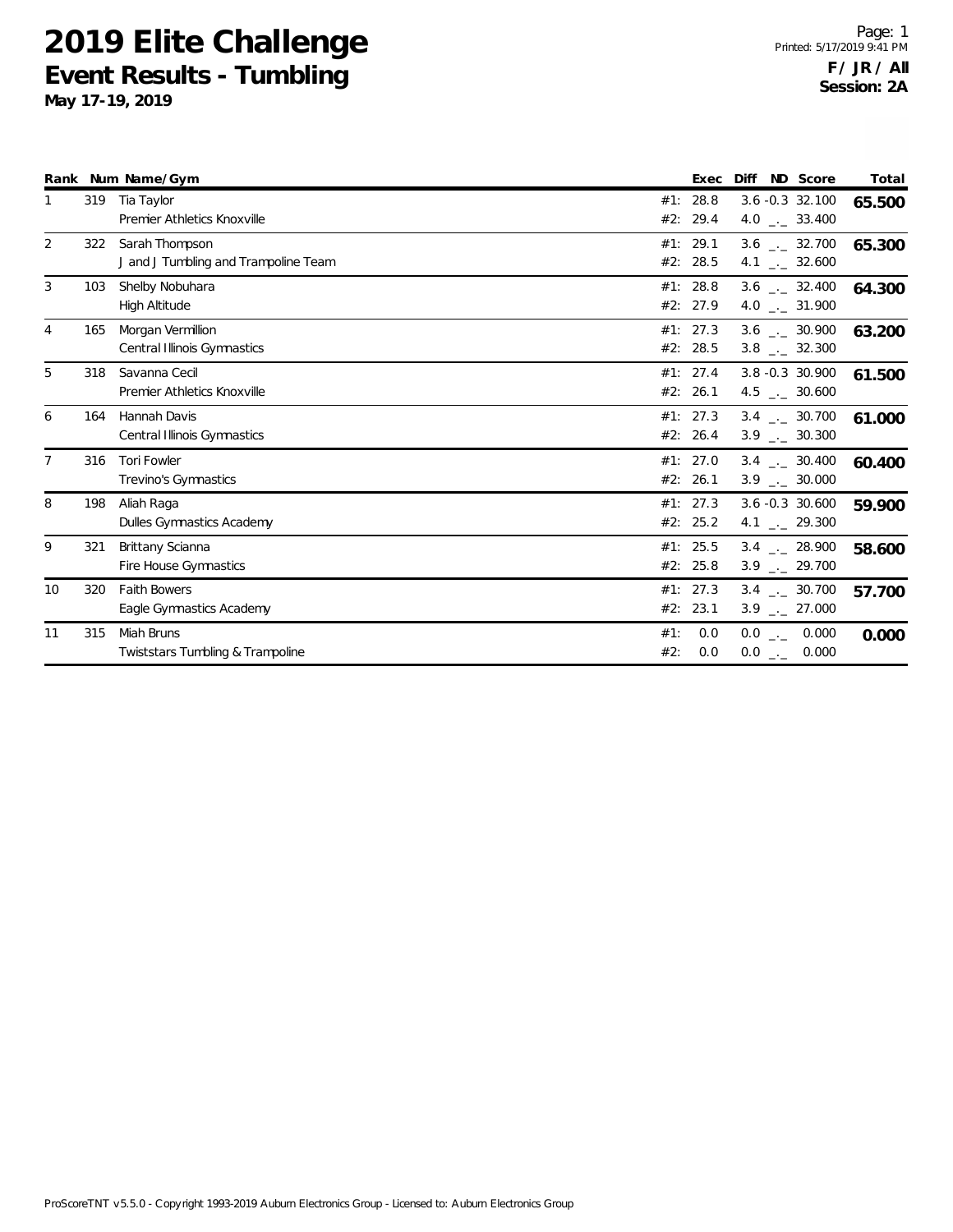# 2019 Elite Challenge

## Event Results - Tumbling

**May 17-19, 2019**

**F / JR / All**
**Session: 2A**

| Rank | Num | Name/Gym | | Exec | Diff | ND | Score | Total |
|---|---|---|---|---|---|---|---|---|
| 1 | 319 | Tia Taylor | #1: | 28.8 | 3.6 | -0.3 | 32.100 | **65.500** |
| | | Premier Athletics Knoxville | #2: | 29.4 | 4.0 | _._ | 33.400 | |
| 2 | 322 | Sarah Thompson | #1: | 29.1 | 3.6 | _._ | 32.700 | **65.300** |
| | | J and J Tumbling and Trampoline Team | #2: | 28.5 | 4.1 | _._ | 32.600 | |
| 3 | 103 | Shelby Nobuhara | #1: | 28.8 | 3.6 | _._ | 32.400 | **64.300** |
| | | High Altitude | #2: | 27.9 | 4.0 | _._ | 31.900 | |
| 4 | 165 | Morgan Vermillion | #1: | 27.3 | 3.6 | _._ | 30.900 | **63.200** |
| | | Central Illinois Gymnastics | #2: | 28.5 | 3.8 | _._ | 32.300 | |
| 5 | 318 | Savanna Cecil | #1: | 27.4 | 3.8 | -0.3 | 30.900 | **61.500** |
| | | Premier Athletics Knoxville | #2: | 26.1 | 4.5 | _._ | 30.600 | |
| 6 | 164 | Hannah Davis | #1: | 27.3 | 3.4 | _._ | 30.700 | **61.000** |
| | | Central Illinois Gymnastics | #2: | 26.4 | 3.9 | _._ | 30.300 | |
| 7 | 316 | Tori Fowler | #1: | 27.0 | 3.4 | _._ | 30.400 | **60.400** |
| | | Trevino's Gymnastics | #2: | 26.1 | 3.9 | _._ | 30.000 | |
| 8 | 198 | Aliah Raga | #1: | 27.3 | 3.6 | -0.3 | 30.600 | **59.900** |
| | | Dulles Gymnastics Academy | #2: | 25.2 | 4.1 | _._ | 29.300 | |
| 9 | 321 | Brittany Scianna | #1: | 25.5 | 3.4 | _._ | 28.900 | **58.600** |
| | | Fire House Gymnastics | #2: | 25.8 | 3.9 | _._ | 29.700 | |
| 10 | 320 | Faith Bowers | #1: | 27.3 | 3.4 | _._ | 30.700 | **57.700** |
| | | Eagle Gymnastics Academy | #2: | 23.1 | 3.9 | _._ | 27.000 | |
| 11 | 315 | Miah Bruns | #1: | 0.0 | 0.0 | _._ | 0.000 | **0.000** |
| | | Twiststars Tumbling & Trampoline | #2: | 0.0 | 0.0 | _._ | 0.000 | |

ProScoreTNT v5.5.0 - Copyright 1993-2019 Auburn Electronics Group - Licensed to: Auburn Electronics Group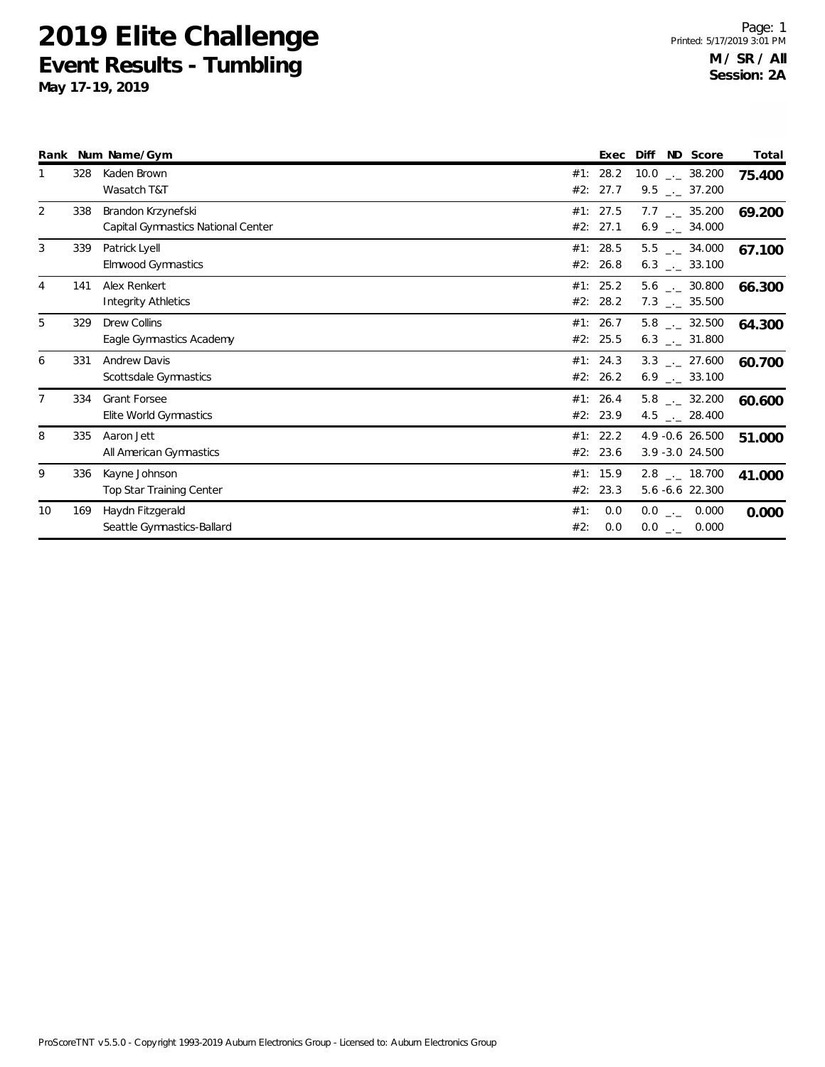# 2019 Elite Challenge

## Event Results - Tumbling

**May 17-19, 2019**

Page: 1
Printed: 5/17/2019 3:01 PM

**M / SR / All**
**Session: 2A**

| Rank | Num | Name/Gym | | Exec | Diff | ND | Score | Total |
|---|---|---|---|---|---|---|---|---|
| 1 | 328 | Kaden Brown | #1: | 28.2 | 10.0 | _._ | 38.200 | **75.400** |
| | | Wasatch T&T | #2: | 27.7 | 9.5 | _._ | 37.200 | |
| 2 | 338 | Brandon Krzynefski | #1: | 27.5 | 7.7 | _._ | 35.200 | **69.200** |
| | | Capital Gymnastics National Center | #2: | 27.1 | 6.9 | _._ | 34.000 | |
| 3 | 339 | Patrick Lyell | #1: | 28.5 | 5.5 | _._ | 34.000 | **67.100** |
| | | Elmwood Gymnastics | #2: | 26.8 | 6.3 | _._ | 33.100 | |
| 4 | 141 | Alex Renkert | #1: | 25.2 | 5.6 | _._ | 30.800 | **66.300** |
| | | Integrity Athletics | #2: | 28.2 | 7.3 | _._ | 35.500 | |
| 5 | 329 | Drew Collins | #1: | 26.7 | 5.8 | _._ | 32.500 | **64.300** |
| | | Eagle Gymnastics Academy | #2: | 25.5 | 6.3 | _._ | 31.800 | |
| 6 | 331 | Andrew Davis | #1: | 24.3 | 3.3 | _._ | 27.600 | **60.700** |
| | | Scottsdale Gymnastics | #2: | 26.2 | 6.9 | _._ | 33.100 | |
| 7 | 334 | Grant Forsee | #1: | 26.4 | 5.8 | _._ | 32.200 | **60.600** |
| | | Elite World Gymnastics | #2: | 23.9 | 4.5 | _._ | 28.400 | |
| 8 | 335 | Aaron Jett | #1: | 22.2 | 4.9 | -0.6 | 26.500 | **51.000** |
| | | All American Gymnastics | #2: | 23.6 | 3.9 | -3.0 | 24.500 | |
| 9 | 336 | Kayne Johnson | #1: | 15.9 | 2.8 | _._ | 18.700 | **41.000** |
| | | Top Star Training Center | #2: | 23.3 | 5.6 | -6.6 | 22.300 | |
| 10 | 169 | Haydn Fitzgerald | #1: | 0.0 | 0.0 | _._ | 0.000 | **0.000** |
| | | Seattle Gymnastics-Ballard | #2: | 0.0 | 0.0 | _._ | 0.000 | |

ProScoreTNT v5.5.0 - Copyright 1993-2019 Auburn Electronics Group - Licensed to: Auburn Electronics Group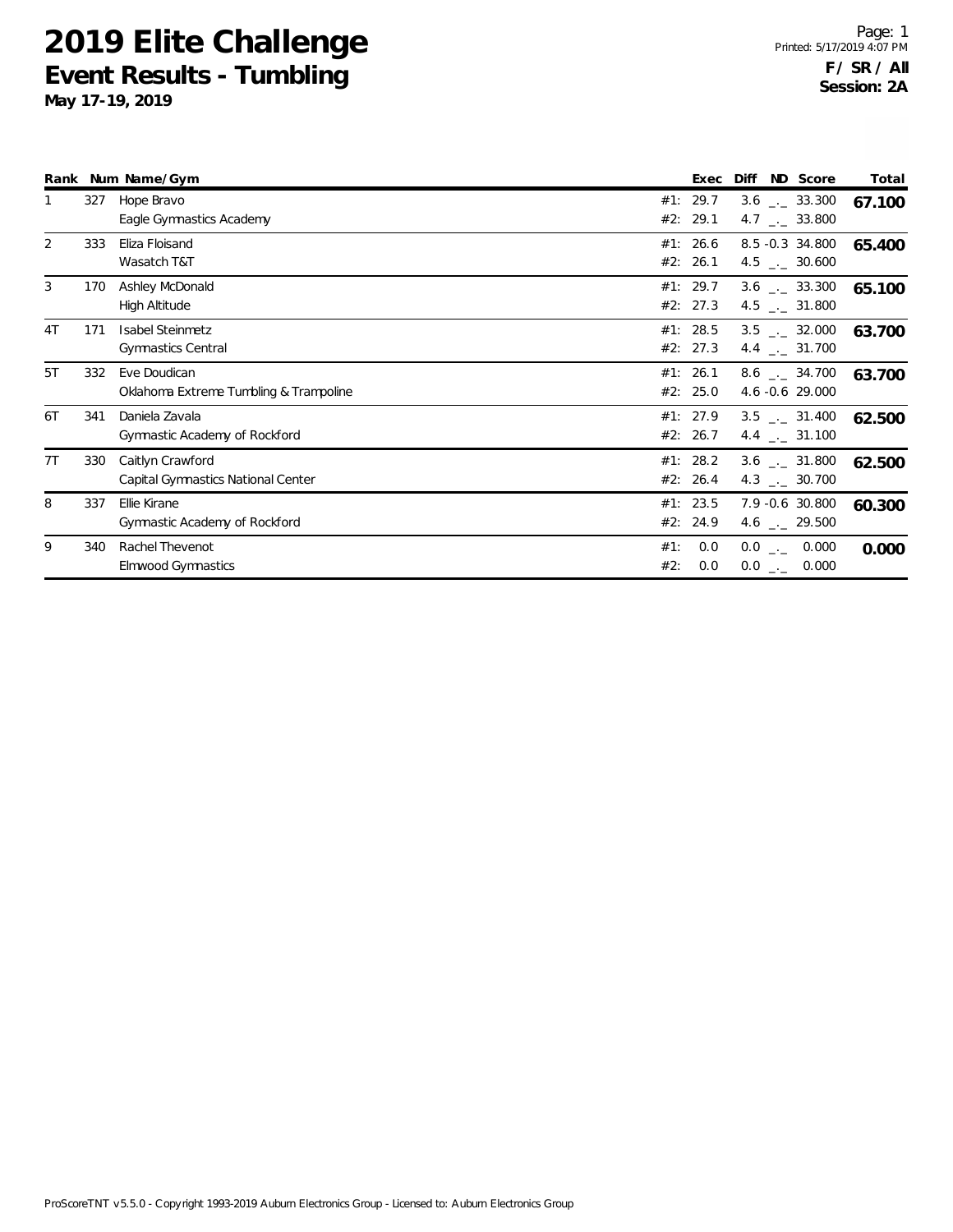# 2019 Elite Challenge

## Event Results - Tumbling

**May 17-19, 2019**

**F / SR / All**
**Session: 2A**

| Rank | Num | Name/Gym | | Exec | Diff | ND | Score | Total |
|---|---|---|---|---|---|---|---|---|
| 1 | 327 | Hope Bravo | #1: | 29.7 | 3.6 | _._ | 33.300 | 67.100 |
| | | Eagle Gymnastics Academy | #2: | 29.1 | 4.7 | _._ | 33.800 | |
| 2 | 333 | Eliza Floisand | #1: | 26.6 | 8.5 | -0.3 | 34.800 | 65.400 |
| | | Wasatch T&T | #2: | 26.1 | 4.5 | _._ | 30.600 | |
| 3 | 170 | Ashley McDonald | #1: | 29.7 | 3.6 | _._ | 33.300 | 65.100 |
| | | High Altitude | #2: | 27.3 | 4.5 | _._ | 31.800 | |
| 4T | 171 | Isabel Steinmetz | #1: | 28.5 | 3.5 | _._ | 32.000 | 63.700 |
| | | Gymnastics Central | #2: | 27.3 | 4.4 | _._ | 31.700 | |
| 5T | 332 | Eve Doudican | #1: | 26.1 | 8.6 | _._ | 34.700 | 63.700 |
| | | Oklahoma Extreme Tumbling & Trampoline | #2: | 25.0 | 4.6 | -0.6 | 29.000 | |
| 6T | 341 | Daniela Zavala | #1: | 27.9 | 3.5 | _._ | 31.400 | 62.500 |
| | | Gymnastic Academy of Rockford | #2: | 26.7 | 4.4 | _._ | 31.100 | |
| 7T | 330 | Caitlyn Crawford | #1: | 28.2 | 3.6 | _._ | 31.800 | 62.500 |
| | | Capital Gymnastics National Center | #2: | 26.4 | 4.3 | _._ | 30.700 | |
| 8 | 337 | Ellie Kirane | #1: | 23.5 | 7.9 | -0.6 | 30.800 | 60.300 |
| | | Gymnastic Academy of Rockford | #2: | 24.9 | 4.6 | _._ | 29.500 | |
| 9 | 340 | Rachel Thevenot | #1: | 0.0 | 0.0 | _._ | 0.000 | 0.000 |
| | | Elmwood Gymnastics | #2: | 0.0 | 0.0 | _._ | 0.000 | |